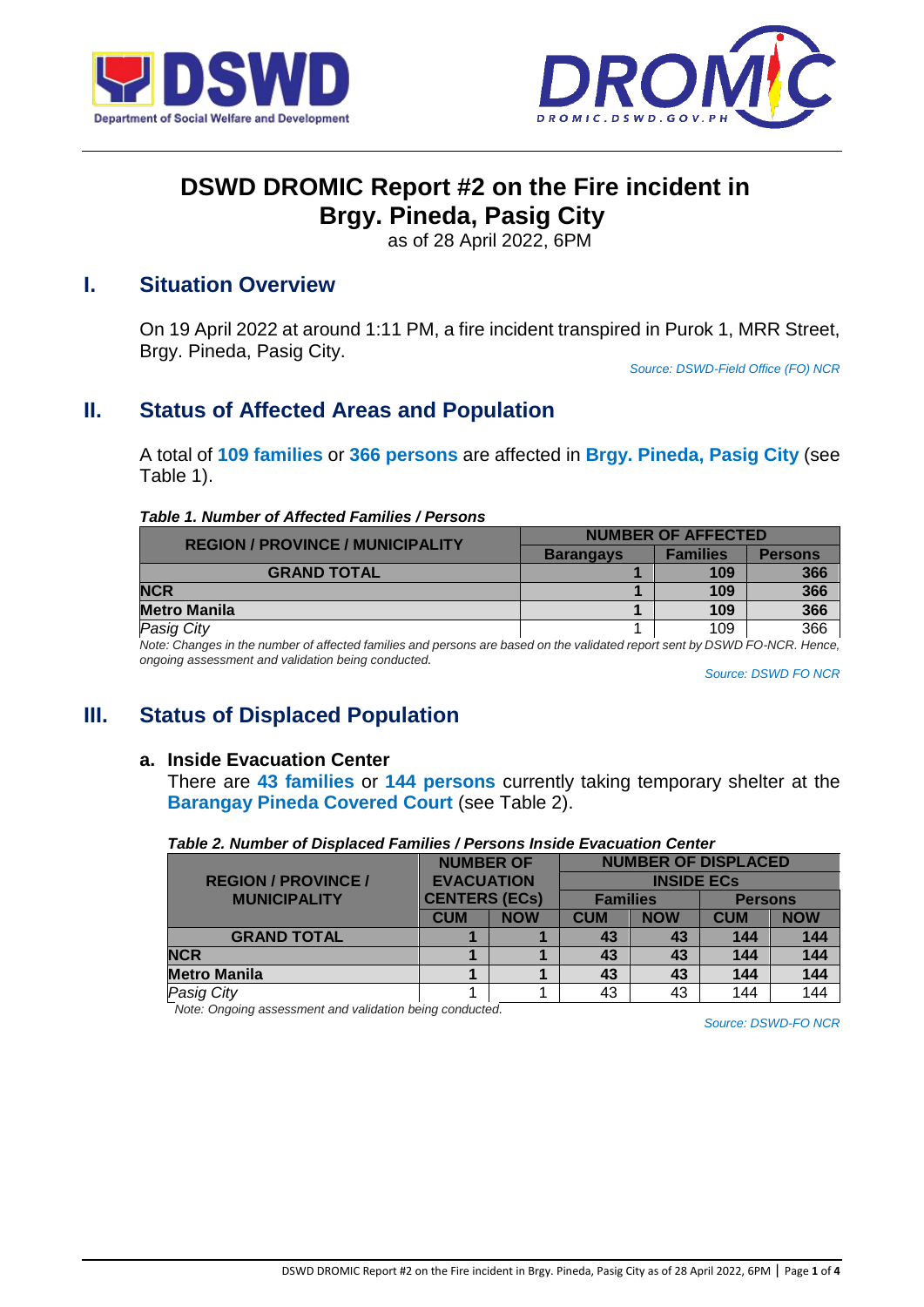# DSWD DROMIC Report #2 on the Fire incident in Brgy. Pineda, Pasig City

as of 28 April 2022, 6PM

## I. Situation Overview

On 19 April 2022 at around 1:11 PM, a fire incident transpired in Purok 1, MRR Street, Brgy. Pineda, Pasig City.

*Source: DSWD-Field Office (FO) NCR*

## II. Status of Affected Areas and Population

A total of **109 families** or **366 persons** are affected in **Brgy. Pineda, Pasig City** (see Table 1).

***Table 1. Number of Affected Families / Persons***

| REGION / PROVINCE / MUNICIPALITY | NUMBER OF AFFECTED | | |
|---|---|---|---|
| | Barangays | Families | Persons |
| **GRAND TOTAL** | **1** | **109** | **366** |
| **NCR** | **1** | **109** | **366** |
| **Metro Manila** | **1** | **109** | **366** |
| *Pasig City* | 1 | 109 | 366 |

*Note: Changes in the number of affected families and persons are based on the validated report sent by DSWD FO-NCR. Hence, ongoing assessment and validation being conducted.*

*Source: DSWD FO NCR*

## III. Status of Displaced Population

### a. Inside Evacuation Center

There are **43 families** or **144 persons** currently taking temporary shelter at the **Barangay Pineda Covered Court** (see Table 2).

***Table 2. Number of Displaced Families / Persons Inside Evacuation Center***

| REGION / PROVINCE / MUNICIPALITY | NUMBER OF EVACUATION CENTERS (ECs) | | NUMBER OF DISPLACED INSIDE ECs | | | |
|---|---|---|---|---|---|---|
| | | | Families | | Persons | |
| | CUM | NOW | CUM | NOW | CUM | NOW |
| **GRAND TOTAL** | **1** | **1** | **43** | **43** | **144** | **144** |
| **NCR** | **1** | **1** | **43** | **43** | **144** | **144** |
| **Metro Manila** | **1** | **1** | **43** | **43** | **144** | **144** |
| *Pasig City* | 1 | 1 | 43 | 43 | 144 | 144 |

*Note: Ongoing assessment and validation being conducted.*

*Source: DSWD-FO NCR*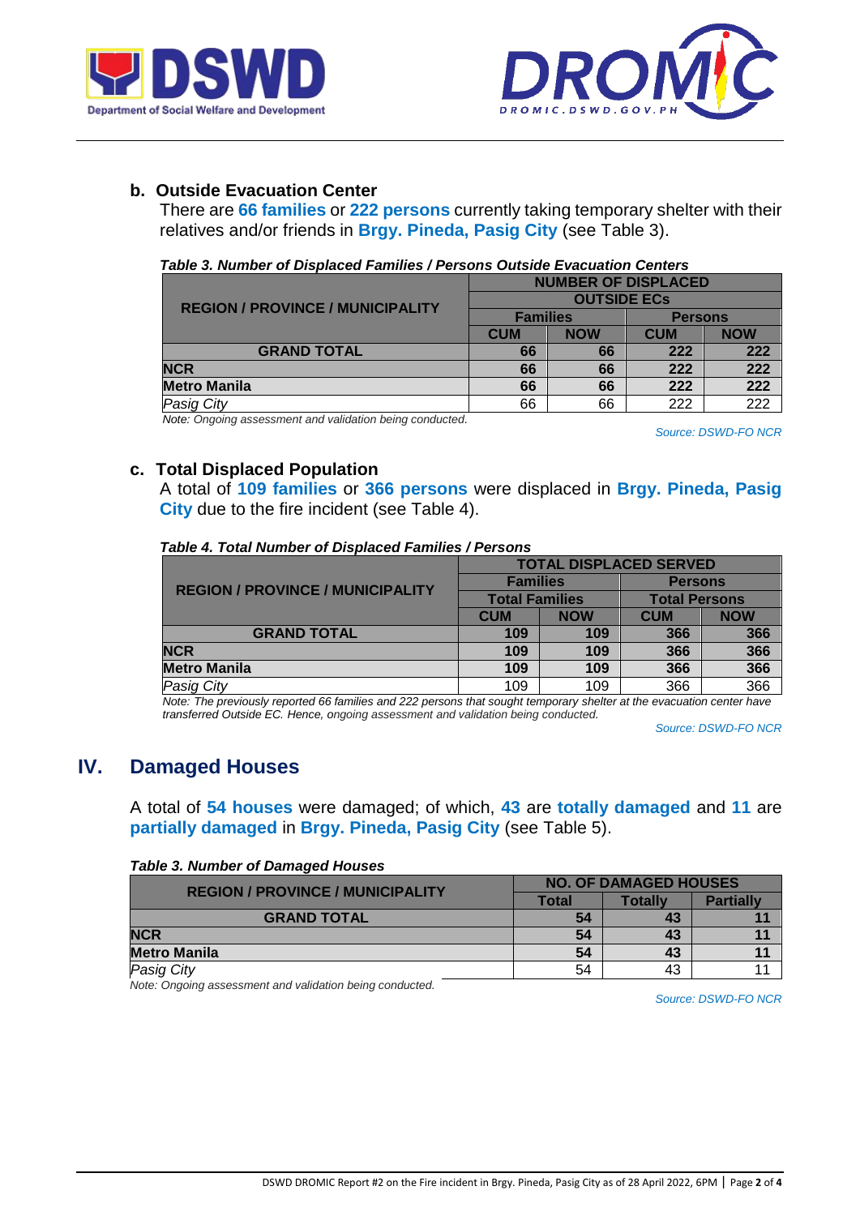### b. Outside Evacuation Center

There are **66 families** or **222 persons** currently taking temporary shelter with their relatives and/or friends in **Brgy. Pineda, Pasig City** (see Table 3).

***Table 3. Number of Displaced Families / Persons Outside Evacuation Centers***

| REGION / PROVINCE / MUNICIPALITY | NUMBER OF DISPLACED OUTSIDE ECs | | | |
|---|---|---|---|---|
| | Families | | Persons | |
| | CUM | NOW | CUM | NOW |
| **GRAND TOTAL** | **66** | **66** | **222** | **222** |
| **NCR** | **66** | **66** | **222** | **222** |
| **Metro Manila** | **66** | **66** | **222** | **222** |
| *Pasig City* | 66 | 66 | 222 | 222 |

*Note: Ongoing assessment and validation being conducted.*

*Source: DSWD-FO NCR*

### c. Total Displaced Population

A total of **109 families** or **366 persons** were displaced in **Brgy. Pineda, Pasig City** due to the fire incident (see Table 4).

***Table 4. Total Number of Displaced Families / Persons***

| REGION / PROVINCE / MUNICIPALITY | TOTAL DISPLACED SERVED | | | |
|---|---|---|---|---|
| | Families | | Persons | |
| | Total Families | | Total Persons | |
| | CUM | NOW | CUM | NOW |
| **GRAND TOTAL** | **109** | **109** | **366** | **366** |
| **NCR** | **109** | **109** | **366** | **366** |
| **Metro Manila** | **109** | **109** | **366** | **366** |
| *Pasig City* | 109 | 109 | 366 | 366 |

*Note: The previously reported 66 families and 222 persons that sought temporary shelter at the evacuation center have transferred Outside EC. Hence, ongoing assessment and validation being conducted.*

*Source: DSWD-FO NCR*

## IV. Damaged Houses

A total of **54 houses** were damaged; of which, **43** are **totally damaged** and **11** are **partially damaged** in **Brgy. Pineda, Pasig City** (see Table 5).

***Table 3. Number of Damaged Houses***

| REGION / PROVINCE / MUNICIPALITY | NO. OF DAMAGED HOUSES | | |
|---|---|---|---|
| | Total | Totally | Partially |
| **GRAND TOTAL** | **54** | **43** | **11** |
| **NCR** | **54** | **43** | **11** |
| **Metro Manila** | **54** | **43** | **11** |
| *Pasig City* | 54 | 43 | 11 |

*Note: Ongoing assessment and validation being conducted.*

*Source: DSWD-FO NCR*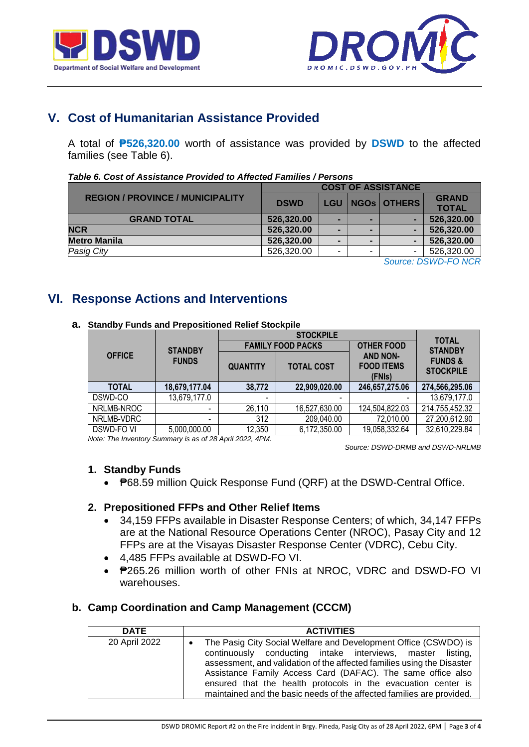## V. Cost of Humanitarian Assistance Provided

A total of **₱526,320.00** worth of assistance was provided by **DSWD** to the affected families (see Table 6).

***Table 6. Cost of Assistance Provided to Affected Families / Persons***

| REGION / PROVINCE / MUNICIPALITY | COST OF ASSISTANCE | | | | |
|---|---|---|---|---|---|
| | DSWD | LGU | NGOs | OTHERS | GRAND TOTAL |
| **GRAND TOTAL** | **526,320.00** | **-** | **-** | **-** | **526,320.00** |
| **NCR** | **526,320.00** | **-** | **-** | **-** | **526,320.00** |
| **Metro Manila** | **526,320.00** | **-** | **-** | **-** | **526,320.00** |
| *Pasig City* | 526,320.00 | - | - | - | 526,320.00 |

*Source: DSWD-FO NCR*

## VI. Response Actions and Interventions

### a. Standby Funds and Prepositioned Relief Stockpile

| OFFICE | STANDBY FUNDS | STOCKPILE | | | TOTAL STANDBY FUNDS & STOCKPILE |
|---|---|---|---|---|---|
| | | FAMILY FOOD PACKS | | OTHER FOOD AND NON-FOOD ITEMS (FNIs) | |
| | | QUANTITY | TOTAL COST | | |
| **TOTAL** | **18,679,177.04** | **38,772** | **22,909,020.00** | **246,657,275.06** | **274,566,295.06** |
| DSWD-CO | 13,679,177.0 | - | - | - | 13,679,177.0 |
| NRLMB-NROC | - | 26,110 | 16,527,630.00 | 124,504,822.03 | 214,755,452.32 |
| NRLMB-VDRC | - | 312 | 209,040.00 | 72,010.00 | 27,200,612.90 |
| DSWD-FO VI | 5,000,000.00 | 12,350 | 6,172,350.00 | 19,058,332.64 | 32,610,229.84 |

*Note: The Inventory Summary is as of 28 April 2022, 4PM.*

*Source: DSWD-DRMB and DSWD-NRLMB*

1. **Standby Funds**
   - ₱68.59 million Quick Response Fund (QRF) at the DSWD-Central Office.

2. **Prepositioned FFPs and Other Relief Items**
   - 34,159 FFPs available in Disaster Response Centers; of which, 34,147 FFPs are at the National Resource Operations Center (NROC), Pasay City and 12 FFPs are at the Visayas Disaster Response Center (VDRC), Cebu City.
   - 4,485 FFPs available at DSWD-FO VI.
   - ₱265.26 million worth of other FNIs at NROC, VDRC and DSWD-FO VI warehouses.

### b. Camp Coordination and Camp Management (CCCM)

| DATE | ACTIVITIES |
|---|---|
| 20 April 2022 | • The Pasig City Social Welfare and Development Office (CSWDO) is continuously conducting intake interviews, master listing, assessment, and validation of the affected families using the Disaster Assistance Family Access Card (DAFAC). The same office also ensured that the health protocols in the evacuation center is maintained and the basic needs of the affected families are provided. |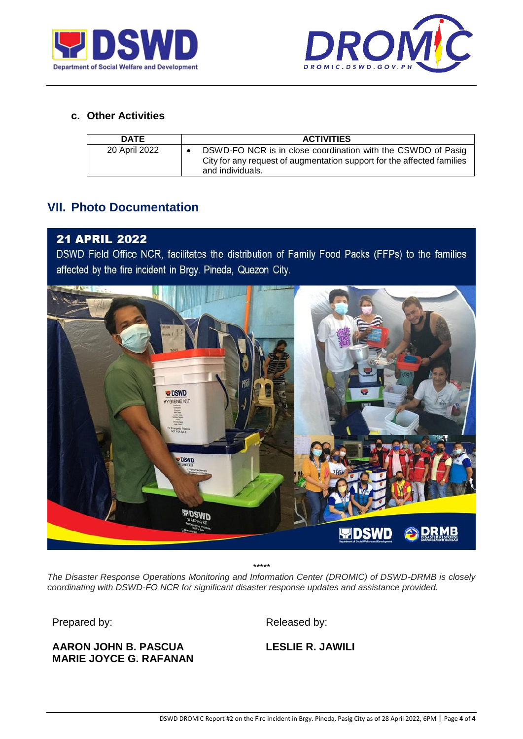### c. Other Activities

| DATE | ACTIVITIES |
|---|---|
| 20 April 2022 | • DSWD-FO NCR is in close coordination with the CSWDO of Pasig City for any request of augmentation support for the affected families and individuals. |

## VII. Photo Documentation

**21 APRIL 2022**

DSWD Field Office NCR, facilitates the distribution of Family Food Packs (FFPs) to the families affected by the fire incident in Brgy. Pineda, Quezon City.

\*\*\*\*\*

*The Disaster Response Operations Monitoring and Information Center (DROMIC) of DSWD-DRMB is closely coordinating with DSWD-FO NCR for significant disaster response updates and assistance provided.*

Prepared by:

**AARON JOHN B. PASCUA**
**MARIE JOYCE G. RAFANAN**

Released by:

**LESLIE R. JAWILI**